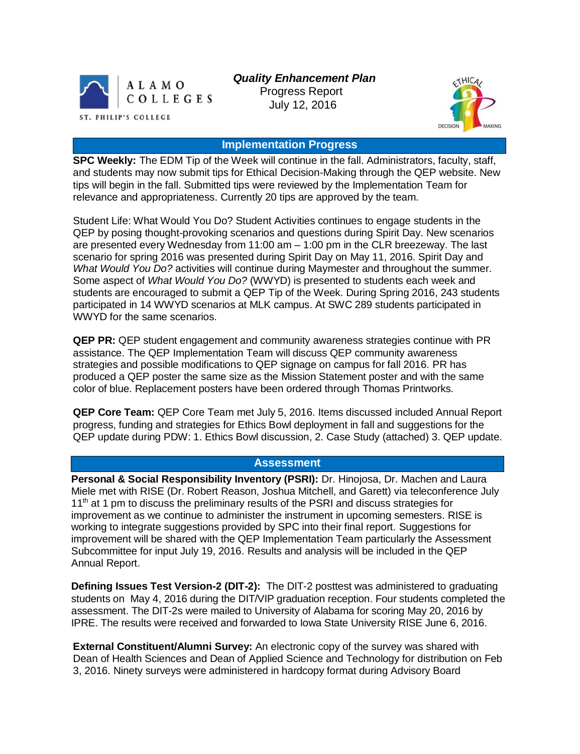ALAMO COLLEGES
ST. PHILIP'S COLLEGE

***Quality Enhancement Plan***
Progress Report
July 12, 2016

## Implementation Progress

**SPC Weekly:** The EDM Tip of the Week will continue in the fall. Administrators, faculty, staff, and students may now submit tips for Ethical Decision-Making through the QEP website. New tips will begin in the fall. Submitted tips were reviewed by the Implementation Team for relevance and appropriateness. Currently 20 tips are approved by the team.

Student Life: What Would You Do? Student Activities continues to engage students in the QEP by posing thought-provoking scenarios and questions during Spirit Day. New scenarios are presented every Wednesday from 11:00 am – 1:00 pm in the CLR breezeway. The last scenario for spring 2016 was presented during Spirit Day on May 11, 2016. Spirit Day and *What Would You Do?* activities will continue during Maymester and throughout the summer. Some aspect of *What Would You Do?* (WWYD) is presented to students each week and students are encouraged to submit a QEP Tip of the Week. During Spring 2016, 243 students participated in 14 WWYD scenarios at MLK campus. At SWC 289 students participated in WWYD for the same scenarios.

**QEP PR:** QEP student engagement and community awareness strategies continue with PR assistance. The QEP Implementation Team will discuss QEP community awareness strategies and possible modifications to QEP signage on campus for fall 2016. PR has produced a QEP poster the same size as the Mission Statement poster and with the same color of blue. Replacement posters have been ordered through Thomas Printworks.

**QEP Core Team:** QEP Core Team met July 5, 2016. Items discussed included Annual Report progress, funding and strategies for Ethics Bowl deployment in fall and suggestions for the QEP update during PDW: 1. Ethics Bowl discussion, 2. Case Study (attached) 3. QEP update.

## Assessment

**Personal & Social Responsibility Inventory (PSRI):** Dr. Hinojosa, Dr. Machen and Laura Miele met with RISE (Dr. Robert Reason, Joshua Mitchell, and Garett) via teleconference July 11th at 1 pm to discuss the preliminary results of the PSRI and discuss strategies for improvement as we continue to administer the instrument in upcoming semesters. RISE is working to integrate suggestions provided by SPC into their final report. Suggestions for improvement will be shared with the QEP Implementation Team particularly the Assessment Subcommittee for input July 19, 2016. Results and analysis will be included in the QEP Annual Report.

**Defining Issues Test Version-2 (DIT-2):** The DIT-2 posttest was administered to graduating students on May 4, 2016 during the DIT/VIP graduation reception. Four students completed the assessment. The DIT-2s were mailed to University of Alabama for scoring May 20, 2016 by IPRE. The results were received and forwarded to Iowa State University RISE June 6, 2016.

**External Constituent/Alumni Survey:** An electronic copy of the survey was shared with Dean of Health Sciences and Dean of Applied Science and Technology for distribution on Feb 3, 2016. Ninety surveys were administered in hardcopy format during Advisory Board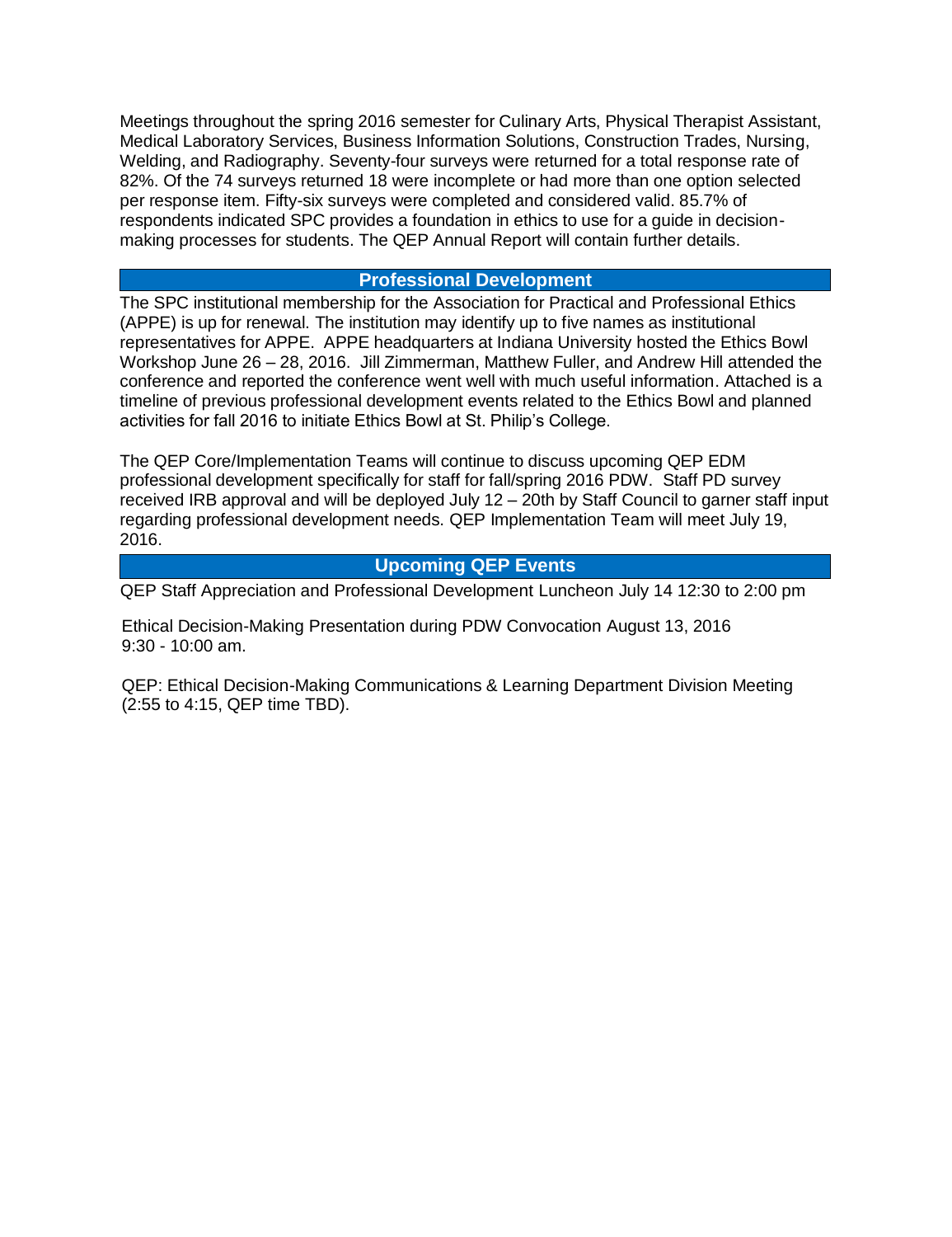Meetings throughout the spring 2016 semester for Culinary Arts, Physical Therapist Assistant, Medical Laboratory Services, Business Information Solutions, Construction Trades, Nursing, Welding, and Radiography. Seventy-four surveys were returned for a total response rate of 82%. Of the 74 surveys returned 18 were incomplete or had more than one option selected per response item. Fifty-six surveys were completed and considered valid. 85.7% of respondents indicated SPC provides a foundation in ethics to use for a guide in decision-making processes for students. The QEP Annual Report will contain further details.

## Professional Development

The SPC institutional membership for the Association for Practical and Professional Ethics (APPE) is up for renewal. The institution may identify up to five names as institutional representatives for APPE. APPE headquarters at Indiana University hosted the Ethics Bowl Workshop June 26 – 28, 2016. Jill Zimmerman, Matthew Fuller, and Andrew Hill attended the conference and reported the conference went well with much useful information. Attached is a timeline of previous professional development events related to the Ethics Bowl and planned activities for fall 2016 to initiate Ethics Bowl at St. Philip's College.

The QEP Core/Implementation Teams will continue to discuss upcoming QEP EDM professional development specifically for staff for fall/spring 2016 PDW. Staff PD survey received IRB approval and will be deployed July 12 – 20th by Staff Council to garner staff input regarding professional development needs. QEP Implementation Team will meet July 19, 2016.

## Upcoming QEP Events

QEP Staff Appreciation and Professional Development Luncheon July 14 12:30 to 2:00 pm

Ethical Decision-Making Presentation during PDW Convocation August 13, 2016
9:30 - 10:00 am.

QEP: Ethical Decision-Making Communications & Learning Department Division Meeting (2:55 to 4:15, QEP time TBD).